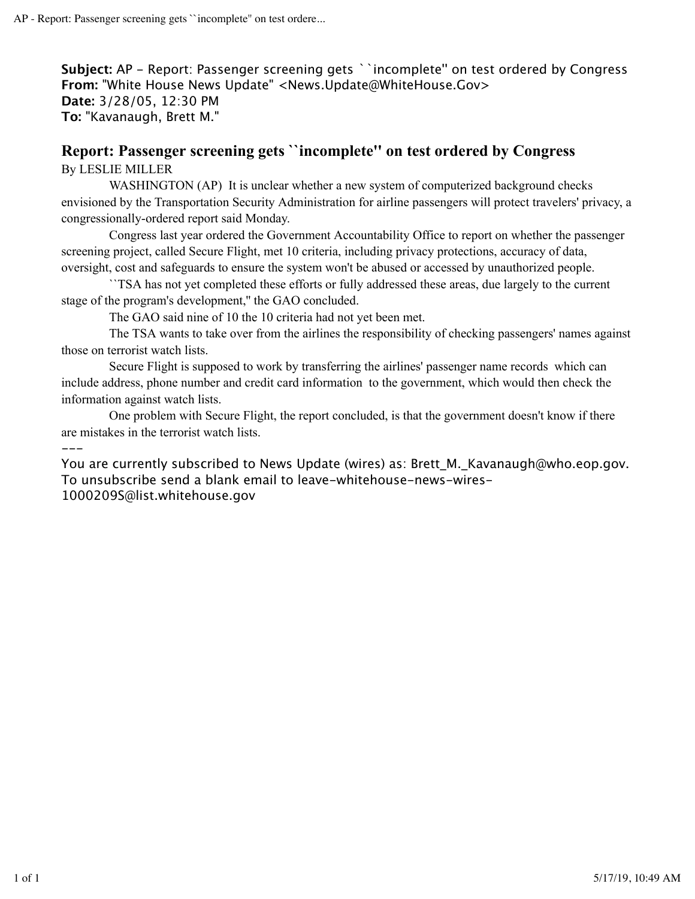**Subject:** AP - Report: Passenger screening gets ``incomplete'' on test ordered by Congress
**From:** "White House News Update" <News.Update@WhiteHouse.Gov>
**Date:** 3/28/05, 12:30 PM
**To:** "Kavanaugh, Brett M."

## Report: Passenger screening gets ``incomplete'' on test ordered by Congress

By LESLIE MILLER

WASHINGTON (AP)  It is unclear whether a new system of computerized background checks envisioned by the Transportation Security Administration for airline passengers will protect travelers' privacy, a congressionally-ordered report said Monday.

Congress last year ordered the Government Accountability Office to report on whether the passenger screening project, called Secure Flight, met 10 criteria, including privacy protections, accuracy of data, oversight, cost and safeguards to ensure the system won't be abused or accessed by unauthorized people.

``TSA has not yet completed these efforts or fully addressed these areas, due largely to the current stage of the program's development,'' the GAO concluded.

The GAO said nine of 10 the 10 criteria had not yet been met.

The TSA wants to take over from the airlines the responsibility of checking passengers' names against those on terrorist watch lists.

Secure Flight is supposed to work by transferring the airlines' passenger name records  which can include address, phone number and credit card information  to the government, which would then check the information against watch lists.

One problem with Secure Flight, the report concluded, is that the government doesn't know if there are mistakes in the terrorist watch lists.

---

You are currently subscribed to News Update (wires) as: Brett_M._Kavanaugh@who.eop.gov.
To unsubscribe send a blank email to leave-whitehouse-news-wires-1000209S@list.whitehouse.gov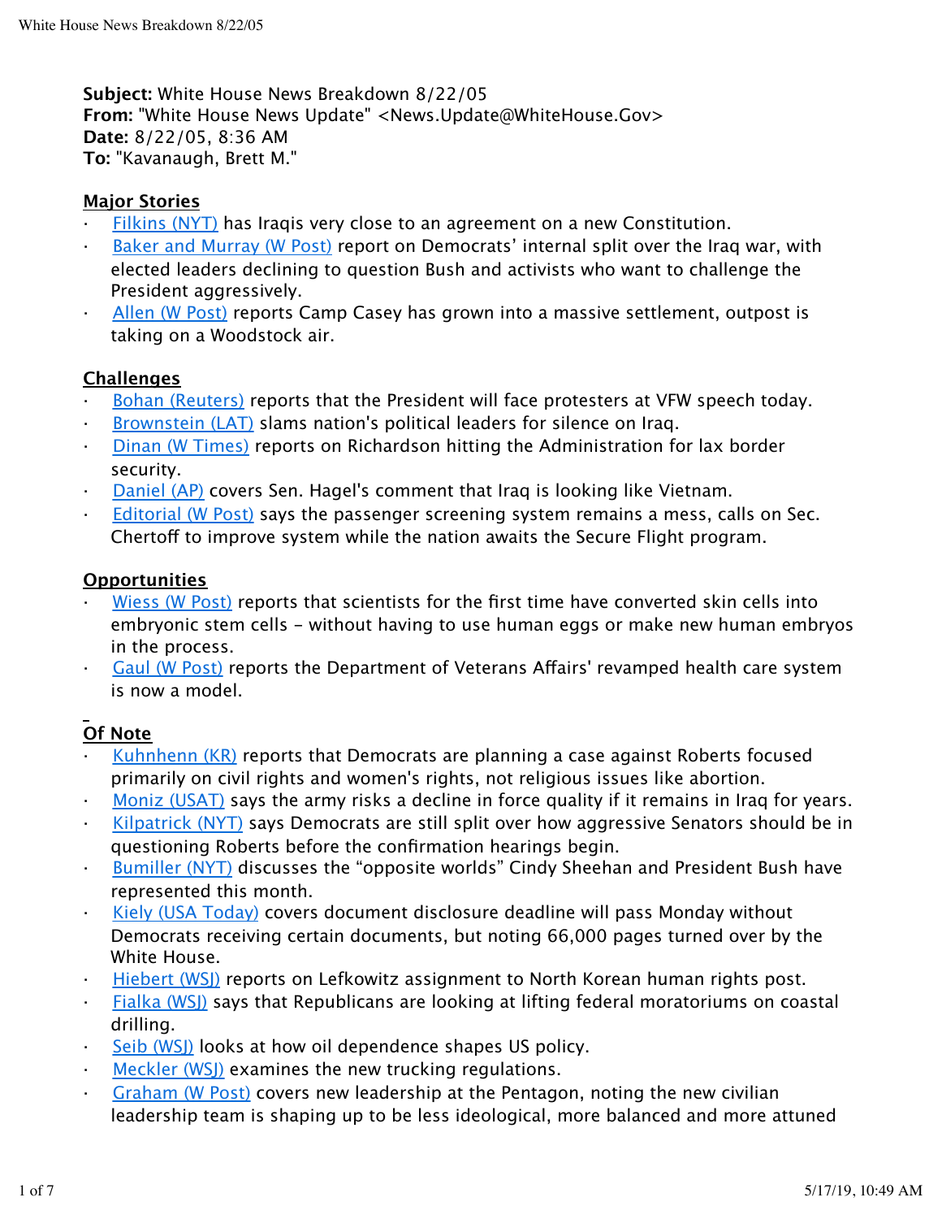**Subject:** White House News Breakdown 8/22/05
**From:** "White House News Update" <News.Update@WhiteHouse.Gov>
**Date:** 8/22/05, 8:36 AM
**To:** "Kavanaugh, Brett M."

## Major Stories

- Filkins (NYT) has Iraqis very close to an agreement on a new Constitution.
- Baker and Murray (W Post) report on Democrats' internal split over the Iraq war, with elected leaders declining to question Bush and activists who want to challenge the President aggressively.
- Allen (W Post) reports Camp Casey has grown into a massive settlement, outpost is taking on a Woodstock air.

## Challenges

- Bohan (Reuters) reports that the President will face protesters at VFW speech today.
- Brownstein (LAT) slams nation's political leaders for silence on Iraq.
- Dinan (W Times) reports on Richardson hitting the Administration for lax border security.
- Daniel (AP) covers Sen. Hagel's comment that Iraq is looking like Vietnam.
- Editorial (W Post) says the passenger screening system remains a mess, calls on Sec. Chertoff to improve system while the nation awaits the Secure Flight program.

## Opportunities

- Wiess (W Post) reports that scientists for the first time have converted skin cells into embryonic stem cells – without having to use human eggs or make new human embryos in the process.
- Gaul (W Post) reports the Department of Veterans Affairs' revamped health care system is now a model.

## Of Note

- Kuhnhenn (KR) reports that Democrats are planning a case against Roberts focused primarily on civil rights and women's rights, not religious issues like abortion.
- Moniz (USAT) says the army risks a decline in force quality if it remains in Iraq for years.
- Kilpatrick (NYT) says Democrats are still split over how aggressive Senators should be in questioning Roberts before the confirmation hearings begin.
- Bumiller (NYT) discusses the "opposite worlds" Cindy Sheehan and President Bush have represented this month.
- Kiely (USA Today) covers document disclosure deadline will pass Monday without Democrats receiving certain documents, but noting 66,000 pages turned over by the White House.
- Hiebert (WSJ) reports on Lefkowitz assignment to North Korean human rights post.
- Fialka (WSJ) says that Republicans are looking at lifting federal moratoriums on coastal drilling.
- Seib (WSJ) looks at how oil dependence shapes US policy.
- Meckler (WSJ) examines the new trucking regulations.
- Graham (W Post) covers new leadership at the Pentagon, noting the new civilian leadership team is shaping up to be less ideological, more balanced and more attuned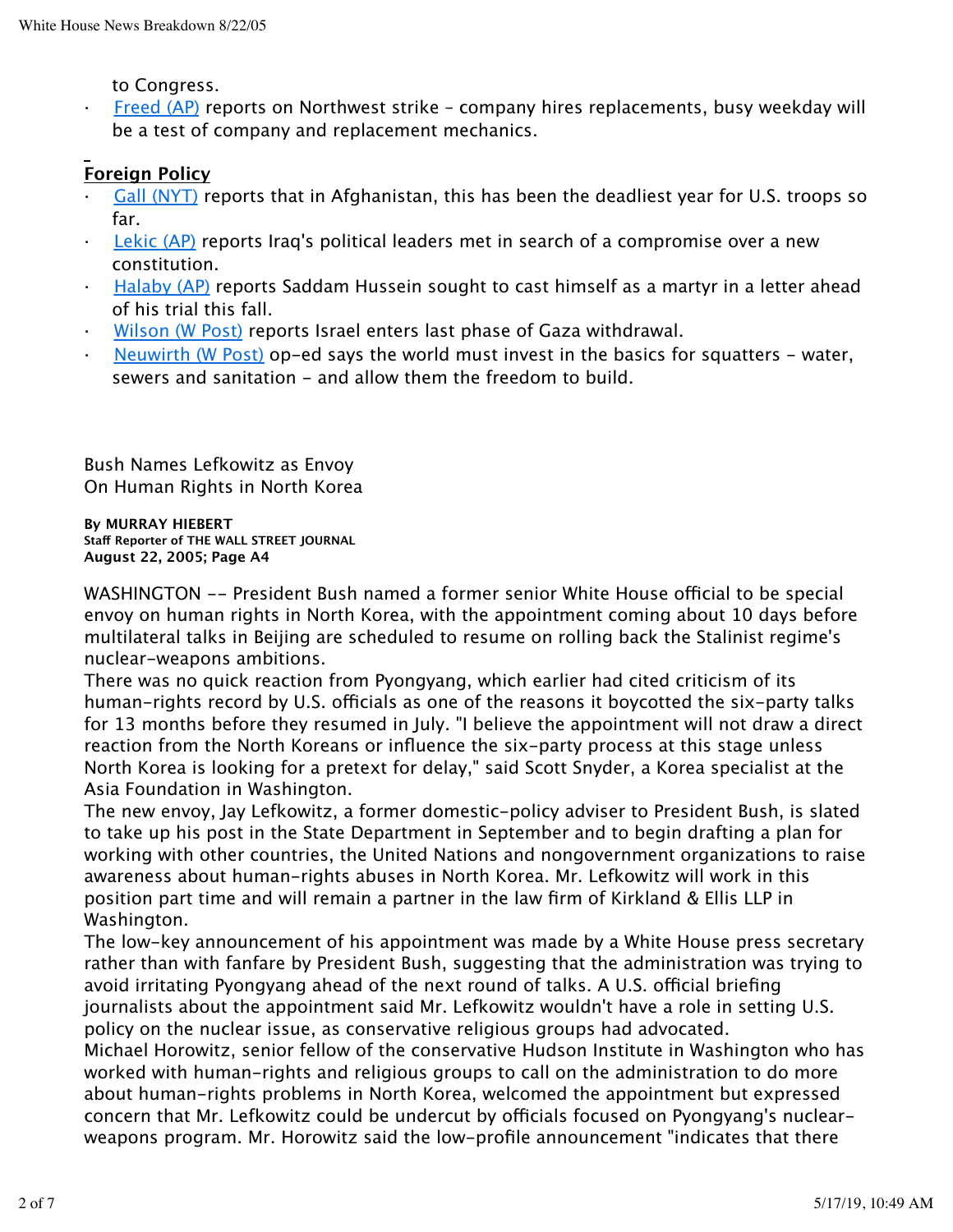to Congress.

- [Freed (AP)]() reports on Northwest strike – company hires replacements, busy weekday will be a test of company and replacement mechanics.

## Foreign Policy

- [Gall (NYT)]() reports that in Afghanistan, this has been the deadliest year for U.S. troops so far.
- [Lekic (AP)]() reports Iraq's political leaders met in search of a compromise over a new constitution.
- [Halaby (AP)]() reports Saddam Hussein sought to cast himself as a martyr in a letter ahead of his trial this fall.
- [Wilson (W Post)]() reports Israel enters last phase of Gaza withdrawal.
- [Neuwirth (W Post)]() op-ed says the world must invest in the basics for squatters – water, sewers and sanitation – and allow them the freedom to build.

Bush Names Lefkowitz as Envoy
On Human Rights in North Korea

**By MURRAY HIEBERT**
**Staff Reporter of THE WALL STREET JOURNAL**
**August 22, 2005; Page A4**

WASHINGTON -- President Bush named a former senior White House official to be special envoy on human rights in North Korea, with the appointment coming about 10 days before multilateral talks in Beijing are scheduled to resume on rolling back the Stalinist regime's nuclear-weapons ambitions.

There was no quick reaction from Pyongyang, which earlier had cited criticism of its human-rights record by U.S. officials as one of the reasons it boycotted the six-party talks for 13 months before they resumed in July. "I believe the appointment will not draw a direct reaction from the North Koreans or influence the six-party process at this stage unless North Korea is looking for a pretext for delay," said Scott Snyder, a Korea specialist at the Asia Foundation in Washington.

The new envoy, Jay Lefkowitz, a former domestic-policy adviser to President Bush, is slated to take up his post in the State Department in September and to begin drafting a plan for working with other countries, the United Nations and nongovernment organizations to raise awareness about human-rights abuses in North Korea. Mr. Lefkowitz will work in this position part time and will remain a partner in the law firm of Kirkland & Ellis LLP in Washington.

The low-key announcement of his appointment was made by a White House press secretary rather than with fanfare by President Bush, suggesting that the administration was trying to avoid irritating Pyongyang ahead of the next round of talks. A U.S. official briefing journalists about the appointment said Mr. Lefkowitz wouldn't have a role in setting U.S. policy on the nuclear issue, as conservative religious groups had advocated.

Michael Horowitz, senior fellow of the conservative Hudson Institute in Washington who has worked with human-rights and religious groups to call on the administration to do more about human-rights problems in North Korea, welcomed the appointment but expressed concern that Mr. Lefkowitz could be undercut by officials focused on Pyongyang's nuclear-weapons program. Mr. Horowitz said the low-profile announcement "indicates that there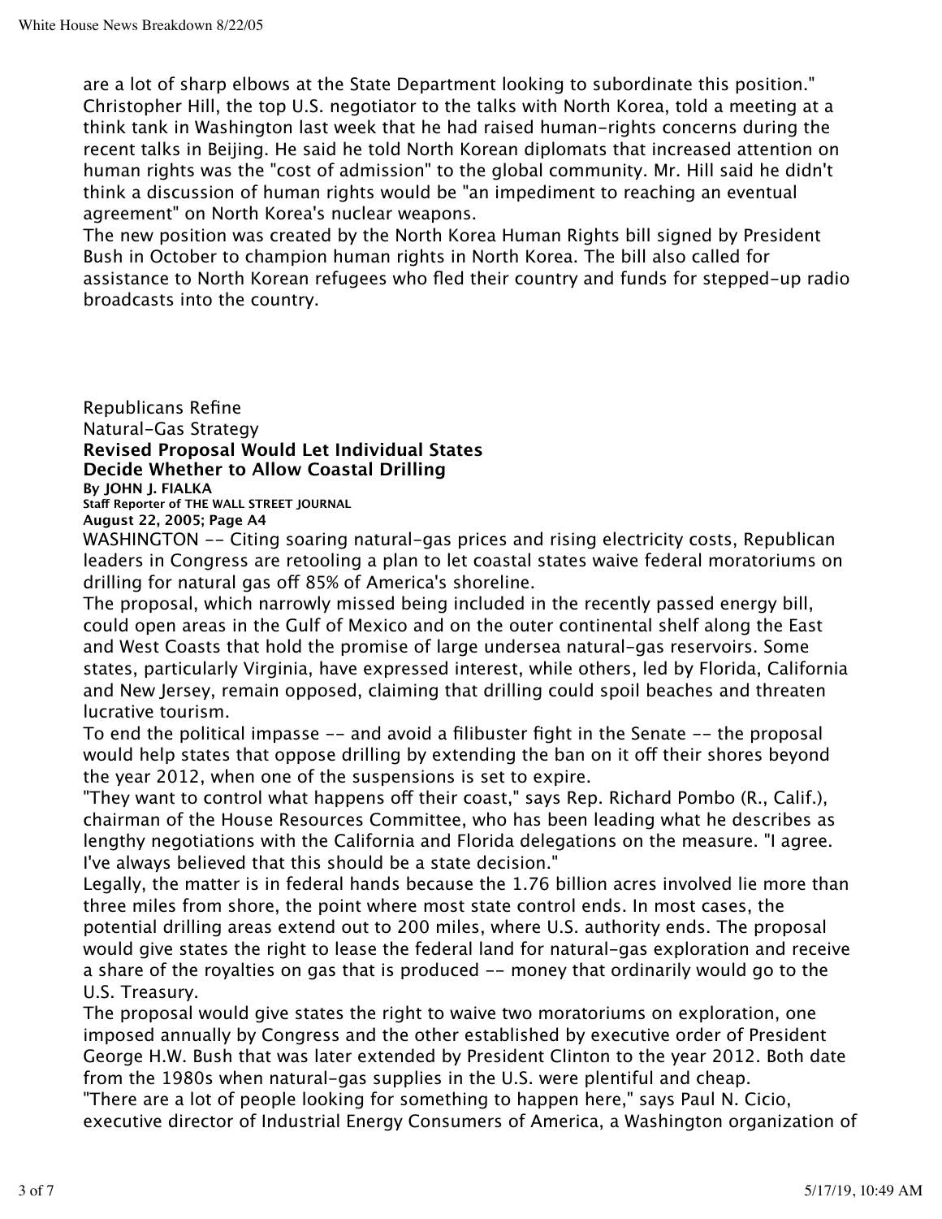are a lot of sharp elbows at the State Department looking to subordinate this position." Christopher Hill, the top U.S. negotiator to the talks with North Korea, told a meeting at a think tank in Washington last week that he had raised human-rights concerns during the recent talks in Beijing. He said he told North Korean diplomats that increased attention on human rights was the "cost of admission" to the global community. Mr. Hill said he didn't think a discussion of human rights would be "an impediment to reaching an eventual agreement" on North Korea's nuclear weapons.

The new position was created by the North Korea Human Rights bill signed by President Bush in October to champion human rights in North Korea. The bill also called for assistance to North Korean refugees who fled their country and funds for stepped-up radio broadcasts into the country.

Republicans Refine
Natural-Gas Strategy

**Revised Proposal Would Let Individual States Decide Whether to Allow Coastal Drilling**

**By JOHN J. FIALKA**
**Staff Reporter of THE WALL STREET JOURNAL**
**August 22, 2005; Page A4**

WASHINGTON -- Citing soaring natural-gas prices and rising electricity costs, Republican leaders in Congress are retooling a plan to let coastal states waive federal moratoriums on drilling for natural gas off 85% of America's shoreline.

The proposal, which narrowly missed being included in the recently passed energy bill, could open areas in the Gulf of Mexico and on the outer continental shelf along the East and West Coasts that hold the promise of large undersea natural-gas reservoirs. Some states, particularly Virginia, have expressed interest, while others, led by Florida, California and New Jersey, remain opposed, claiming that drilling could spoil beaches and threaten lucrative tourism.

To end the political impasse -- and avoid a filibuster fight in the Senate -- the proposal would help states that oppose drilling by extending the ban on it off their shores beyond the year 2012, when one of the suspensions is set to expire.

"They want to control what happens off their coast," says Rep. Richard Pombo (R., Calif.), chairman of the House Resources Committee, who has been leading what he describes as lengthy negotiations with the California and Florida delegations on the measure. "I agree. I've always believed that this should be a state decision."

Legally, the matter is in federal hands because the 1.76 billion acres involved lie more than three miles from shore, the point where most state control ends. In most cases, the potential drilling areas extend out to 200 miles, where U.S. authority ends. The proposal would give states the right to lease the federal land for natural-gas exploration and receive a share of the royalties on gas that is produced -- money that ordinarily would go to the U.S. Treasury.

The proposal would give states the right to waive two moratoriums on exploration, one imposed annually by Congress and the other established by executive order of President George H.W. Bush that was later extended by President Clinton to the year 2012. Both date from the 1980s when natural-gas supplies in the U.S. were plentiful and cheap.

"There are a lot of people looking for something to happen here," says Paul N. Cicio, executive director of Industrial Energy Consumers of America, a Washington organization of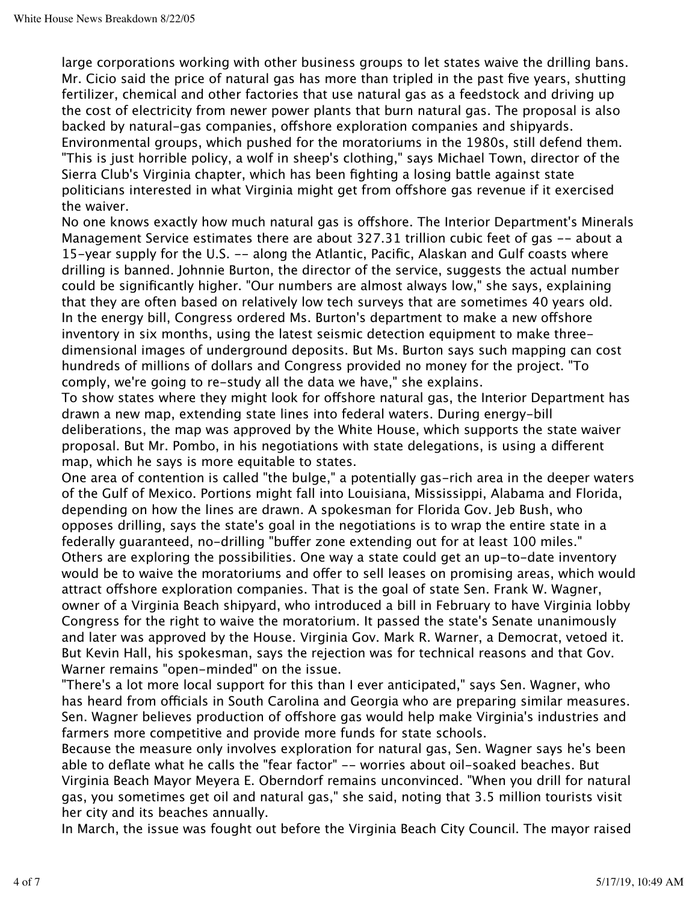large corporations working with other business groups to let states waive the drilling bans. Mr. Cicio said the price of natural gas has more than tripled in the past five years, shutting fertilizer, chemical and other factories that use natural gas as a feedstock and driving up the cost of electricity from newer power plants that burn natural gas. The proposal is also backed by natural-gas companies, offshore exploration companies and shipyards.

Environmental groups, which pushed for the moratoriums in the 1980s, still defend them. "This is just horrible policy, a wolf in sheep's clothing," says Michael Town, director of the Sierra Club's Virginia chapter, which has been fighting a losing battle against state politicians interested in what Virginia might get from offshore gas revenue if it exercised the waiver.

No one knows exactly how much natural gas is offshore. The Interior Department's Minerals Management Service estimates there are about 327.31 trillion cubic feet of gas -- about a 15-year supply for the U.S. -- along the Atlantic, Pacific, Alaskan and Gulf coasts where drilling is banned. Johnnie Burton, the director of the service, suggests the actual number could be significantly higher. "Our numbers are almost always low," she says, explaining that they are often based on relatively low tech surveys that are sometimes 40 years old.

In the energy bill, Congress ordered Ms. Burton's department to make a new offshore inventory in six months, using the latest seismic detection equipment to make three-dimensional images of underground deposits. But Ms. Burton says such mapping can cost hundreds of millions of dollars and Congress provided no money for the project. "To comply, we're going to re-study all the data we have," she explains.

To show states where they might look for offshore natural gas, the Interior Department has drawn a new map, extending state lines into federal waters. During energy-bill deliberations, the map was approved by the White House, which supports the state waiver proposal. But Mr. Pombo, in his negotiations with state delegations, is using a different map, which he says is more equitable to states.

One area of contention is called "the bulge," a potentially gas-rich area in the deeper waters of the Gulf of Mexico. Portions might fall into Louisiana, Mississippi, Alabama and Florida, depending on how the lines are drawn. A spokesman for Florida Gov. Jeb Bush, who opposes drilling, says the state's goal in the negotiations is to wrap the entire state in a federally guaranteed, no-drilling "buffer zone extending out for at least 100 miles."

Others are exploring the possibilities. One way a state could get an up-to-date inventory would be to waive the moratoriums and offer to sell leases on promising areas, which would attract offshore exploration companies. That is the goal of state Sen. Frank W. Wagner, owner of a Virginia Beach shipyard, who introduced a bill in February to have Virginia lobby Congress for the right to waive the moratorium. It passed the state's Senate unanimously and later was approved by the House. Virginia Gov. Mark R. Warner, a Democrat, vetoed it. But Kevin Hall, his spokesman, says the rejection was for technical reasons and that Gov. Warner remains "open-minded" on the issue.

"There's a lot more local support for this than I ever anticipated," says Sen. Wagner, who has heard from officials in South Carolina and Georgia who are preparing similar measures. Sen. Wagner believes production of offshore gas would help make Virginia's industries and farmers more competitive and provide more funds for state schools.

Because the measure only involves exploration for natural gas, Sen. Wagner says he's been able to deflate what he calls the "fear factor" -- worries about oil-soaked beaches. But Virginia Beach Mayor Meyera E. Oberndorf remains unconvinced. "When you drill for natural gas, you sometimes get oil and natural gas," she said, noting that 3.5 million tourists visit her city and its beaches annually.

In March, the issue was fought out before the Virginia Beach City Council. The mayor raised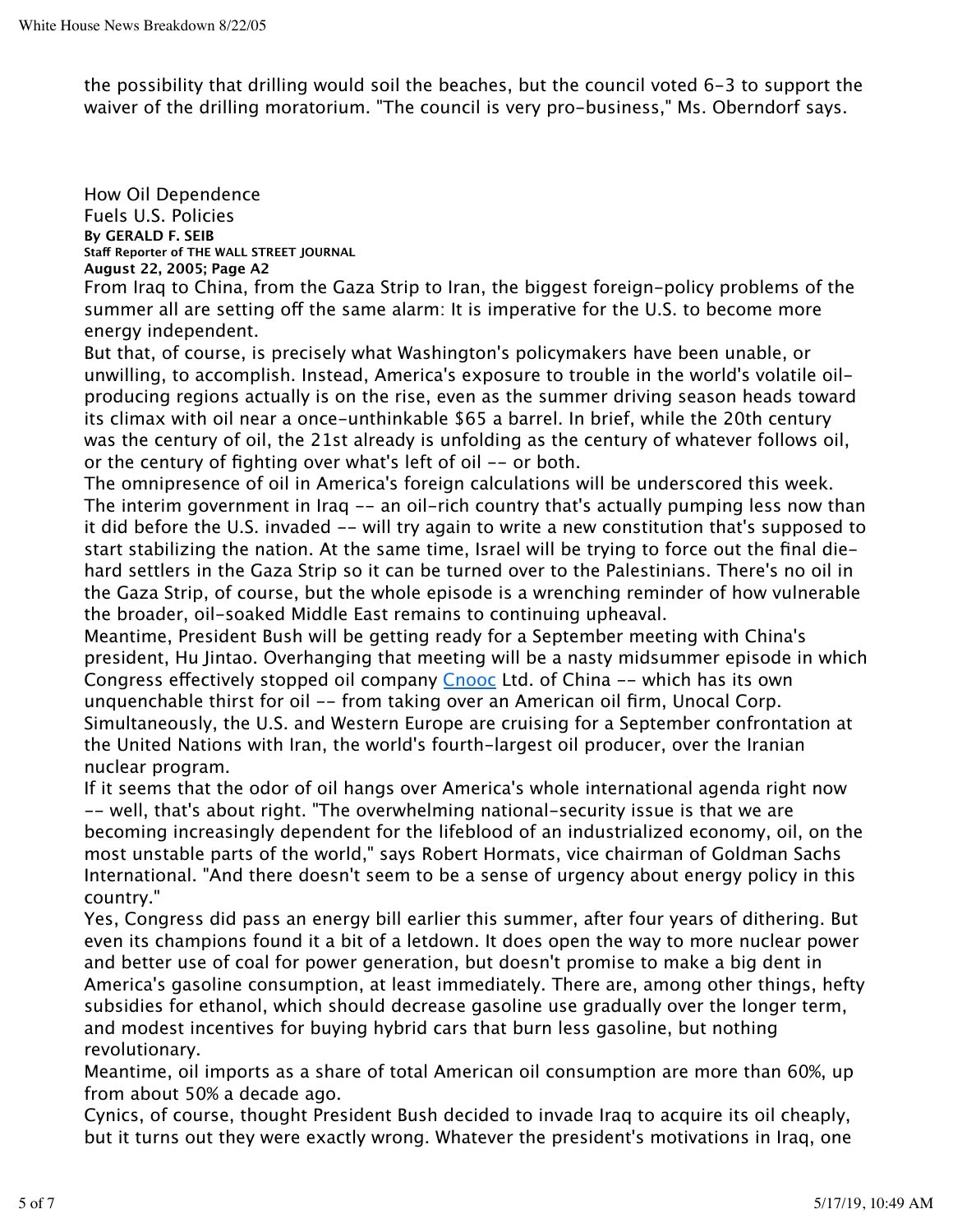the possibility that drilling would soil the beaches, but the council voted 6-3 to support the waiver of the drilling moratorium. "The council is very pro-business," Ms. Oberndorf says.

How Oil Dependence
Fuels U.S. Policies
**By GERALD F. SEIB**
**Staff Reporter of THE WALL STREET JOURNAL**
**August 22, 2005; Page A2**

From Iraq to China, from the Gaza Strip to Iran, the biggest foreign-policy problems of the summer all are setting off the same alarm: It is imperative for the U.S. to become more energy independent.

But that, of course, is precisely what Washington's policymakers have been unable, or unwilling, to accomplish. Instead, America's exposure to trouble in the world's volatile oil-producing regions actually is on the rise, even as the summer driving season heads toward its climax with oil near a once-unthinkable $65 a barrel. In brief, while the 20th century was the century of oil, the 21st already is unfolding as the century of whatever follows oil, or the century of fighting over what's left of oil -- or both.

The omnipresence of oil in America's foreign calculations will be underscored this week. The interim government in Iraq -- an oil-rich country that's actually pumping less now than it did before the U.S. invaded -- will try again to write a new constitution that's supposed to start stabilizing the nation. At the same time, Israel will be trying to force out the final die-hard settlers in the Gaza Strip so it can be turned over to the Palestinians. There's no oil in the Gaza Strip, of course, but the whole episode is a wrenching reminder of how vulnerable the broader, oil-soaked Middle East remains to continuing upheaval.

Meantime, President Bush will be getting ready for a September meeting with China's president, Hu Jintao. Overhanging that meeting will be a nasty midsummer episode in which Congress effectively stopped oil company Cnooc Ltd. of China -- which has its own unquenchable thirst for oil -- from taking over an American oil firm, Unocal Corp.

Simultaneously, the U.S. and Western Europe are cruising for a September confrontation at the United Nations with Iran, the world's fourth-largest oil producer, over the Iranian nuclear program.

If it seems that the odor of oil hangs over America's whole international agenda right now -- well, that's about right. "The overwhelming national-security issue is that we are becoming increasingly dependent for the lifeblood of an industrialized economy, oil, on the most unstable parts of the world," says Robert Hormats, vice chairman of Goldman Sachs International. "And there doesn't seem to be a sense of urgency about energy policy in this country."

Yes, Congress did pass an energy bill earlier this summer, after four years of dithering. But even its champions found it a bit of a letdown. It does open the way to more nuclear power and better use of coal for power generation, but doesn't promise to make a big dent in America's gasoline consumption, at least immediately. There are, among other things, hefty subsidies for ethanol, which should decrease gasoline use gradually over the longer term, and modest incentives for buying hybrid cars that burn less gasoline, but nothing revolutionary.

Meantime, oil imports as a share of total American oil consumption are more than 60%, up from about 50% a decade ago.

Cynics, of course, thought President Bush decided to invade Iraq to acquire its oil cheaply, but it turns out they were exactly wrong. Whatever the president's motivations in Iraq, one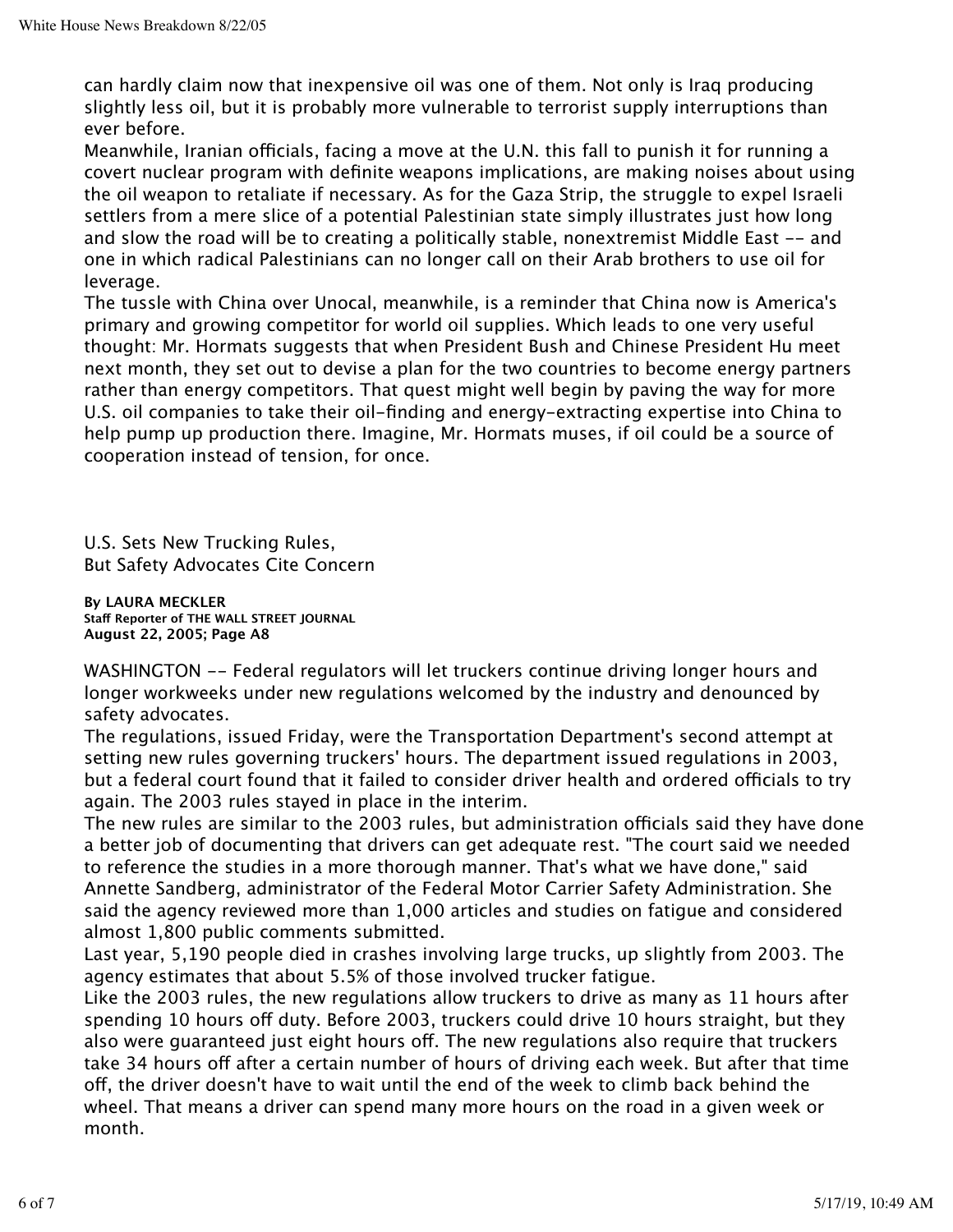can hardly claim now that inexpensive oil was one of them. Not only is Iraq producing slightly less oil, but it is probably more vulnerable to terrorist supply interruptions than ever before.

Meanwhile, Iranian officials, facing a move at the U.N. this fall to punish it for running a covert nuclear program with definite weapons implications, are making noises about using the oil weapon to retaliate if necessary. As for the Gaza Strip, the struggle to expel Israeli settlers from a mere slice of a potential Palestinian state simply illustrates just how long and slow the road will be to creating a politically stable, nonextremist Middle East -- and one in which radical Palestinians can no longer call on their Arab brothers to use oil for leverage.

The tussle with China over Unocal, meanwhile, is a reminder that China now is America's primary and growing competitor for world oil supplies. Which leads to one very useful thought: Mr. Hormats suggests that when President Bush and Chinese President Hu meet next month, they set out to devise a plan for the two countries to become energy partners rather than energy competitors. That quest might well begin by paving the way for more U.S. oil companies to take their oil-finding and energy-extracting expertise into China to help pump up production there. Imagine, Mr. Hormats muses, if oil could be a source of cooperation instead of tension, for once.

## U.S. Sets New Trucking Rules, But Safety Advocates Cite Concern

**By LAURA MECKLER**
**Staff Reporter of THE WALL STREET JOURNAL**
**August 22, 2005; Page A8**

WASHINGTON -- Federal regulators will let truckers continue driving longer hours and longer workweeks under new regulations welcomed by the industry and denounced by safety advocates.

The regulations, issued Friday, were the Transportation Department's second attempt at setting new rules governing truckers' hours. The department issued regulations in 2003, but a federal court found that it failed to consider driver health and ordered officials to try again. The 2003 rules stayed in place in the interim.

The new rules are similar to the 2003 rules, but administration officials said they have done a better job of documenting that drivers can get adequate rest. "The court said we needed to reference the studies in a more thorough manner. That's what we have done," said Annette Sandberg, administrator of the Federal Motor Carrier Safety Administration. She said the agency reviewed more than 1,000 articles and studies on fatigue and considered almost 1,800 public comments submitted.

Last year, 5,190 people died in crashes involving large trucks, up slightly from 2003. The agency estimates that about 5.5% of those involved trucker fatigue.

Like the 2003 rules, the new regulations allow truckers to drive as many as 11 hours after spending 10 hours off duty. Before 2003, truckers could drive 10 hours straight, but they also were guaranteed just eight hours off. The new regulations also require that truckers take 34 hours off after a certain number of hours of driving each week. But after that time off, the driver doesn't have to wait until the end of the week to climb back behind the wheel. That means a driver can spend many more hours on the road in a given week or month.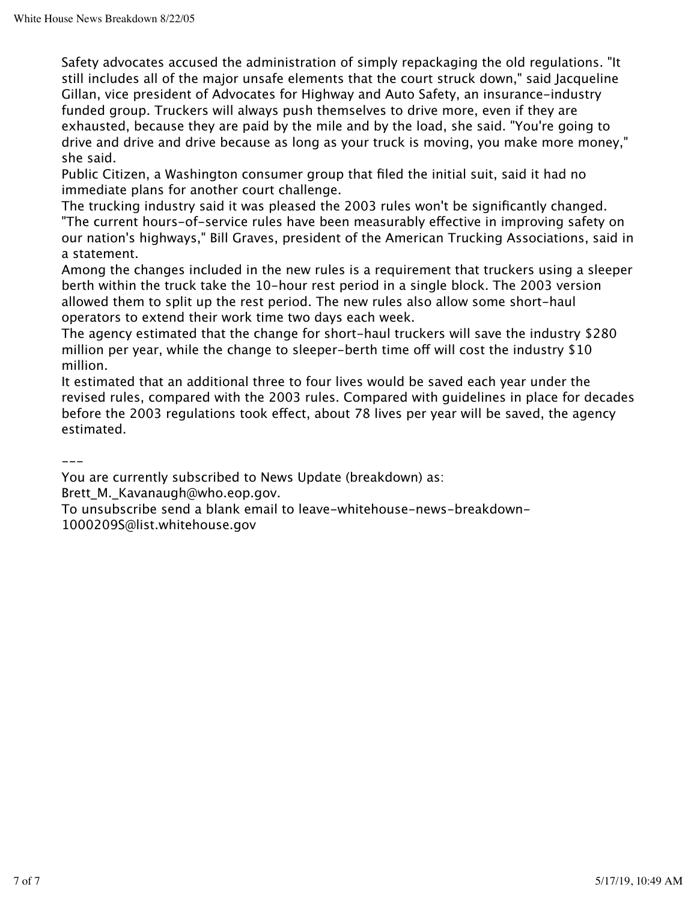Safety advocates accused the administration of simply repackaging the old regulations. "It still includes all of the major unsafe elements that the court struck down," said Jacqueline Gillan, vice president of Advocates for Highway and Auto Safety, an insurance-industry funded group. Truckers will always push themselves to drive more, even if they are exhausted, because they are paid by the mile and by the load, she said. "You're going to drive and drive and drive because as long as your truck is moving, you make more money," she said.

Public Citizen, a Washington consumer group that filed the initial suit, said it had no immediate plans for another court challenge.

The trucking industry said it was pleased the 2003 rules won't be significantly changed. "The current hours-of-service rules have been measurably effective in improving safety on our nation's highways," Bill Graves, president of the American Trucking Associations, said in a statement.

Among the changes included in the new rules is a requirement that truckers using a sleeper berth within the truck take the 10-hour rest period in a single block. The 2003 version allowed them to split up the rest period. The new rules also allow some short-haul operators to extend their work time two days each week.

The agency estimated that the change for short-haul truckers will save the industry $280 million per year, while the change to sleeper-berth time off will cost the industry $10 million.

It estimated that an additional three to four lives would be saved each year under the revised rules, compared with the 2003 rules. Compared with guidelines in place for decades before the 2003 regulations took effect, about 78 lives per year will be saved, the agency estimated.

---

You are currently subscribed to News Update (breakdown) as:
Brett_M._Kavanaugh@who.eop.gov.
To unsubscribe send a blank email to leave-whitehouse-news-breakdown-1000209S@list.whitehouse.gov